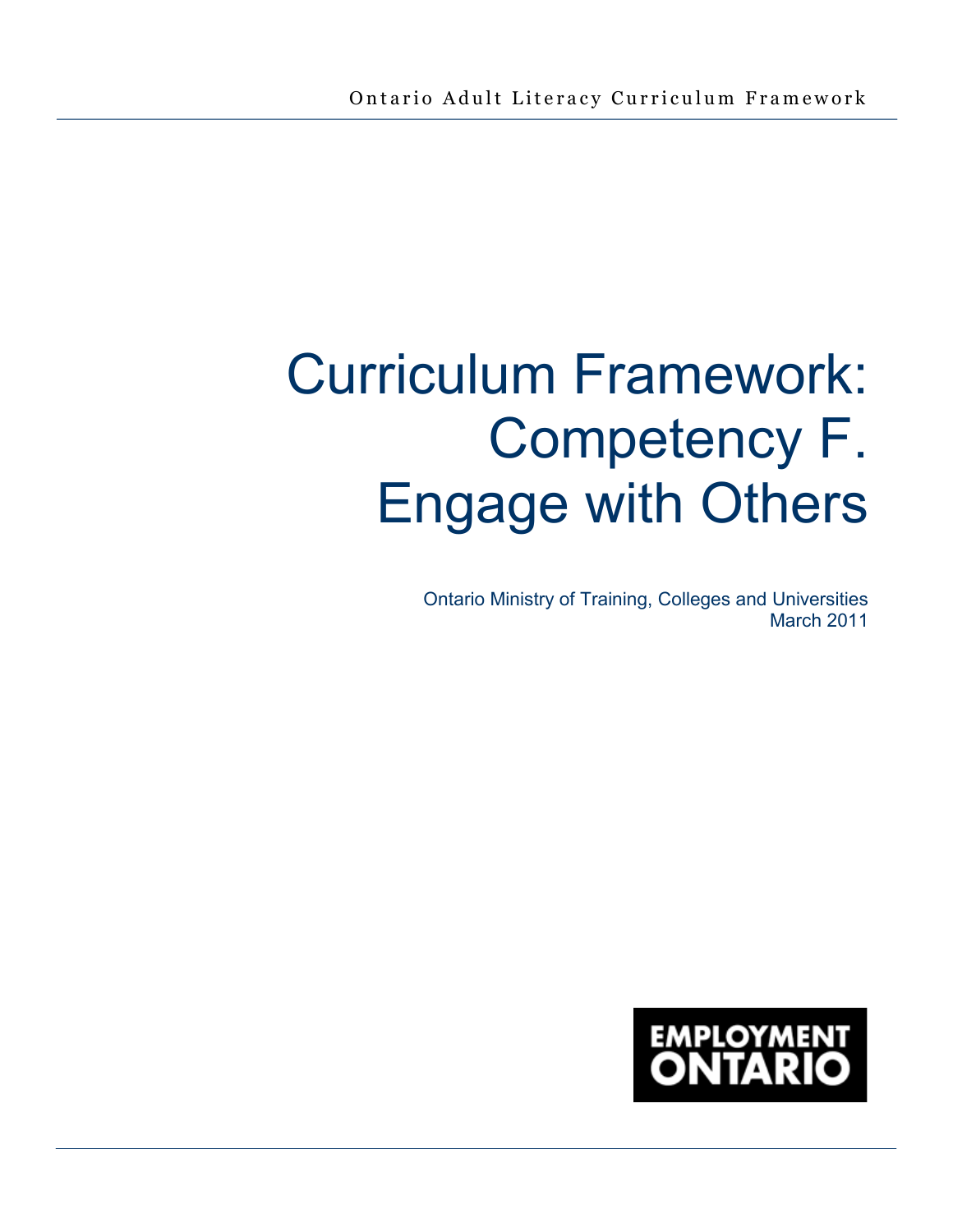Ontario Adult Literacy Curriculum Framework

# Curriculum Framework: Competency F. Engage with Others

Ontario Ministry of Training, Colleges and Universities
March 2011

EMPLOYMENT ONTARIO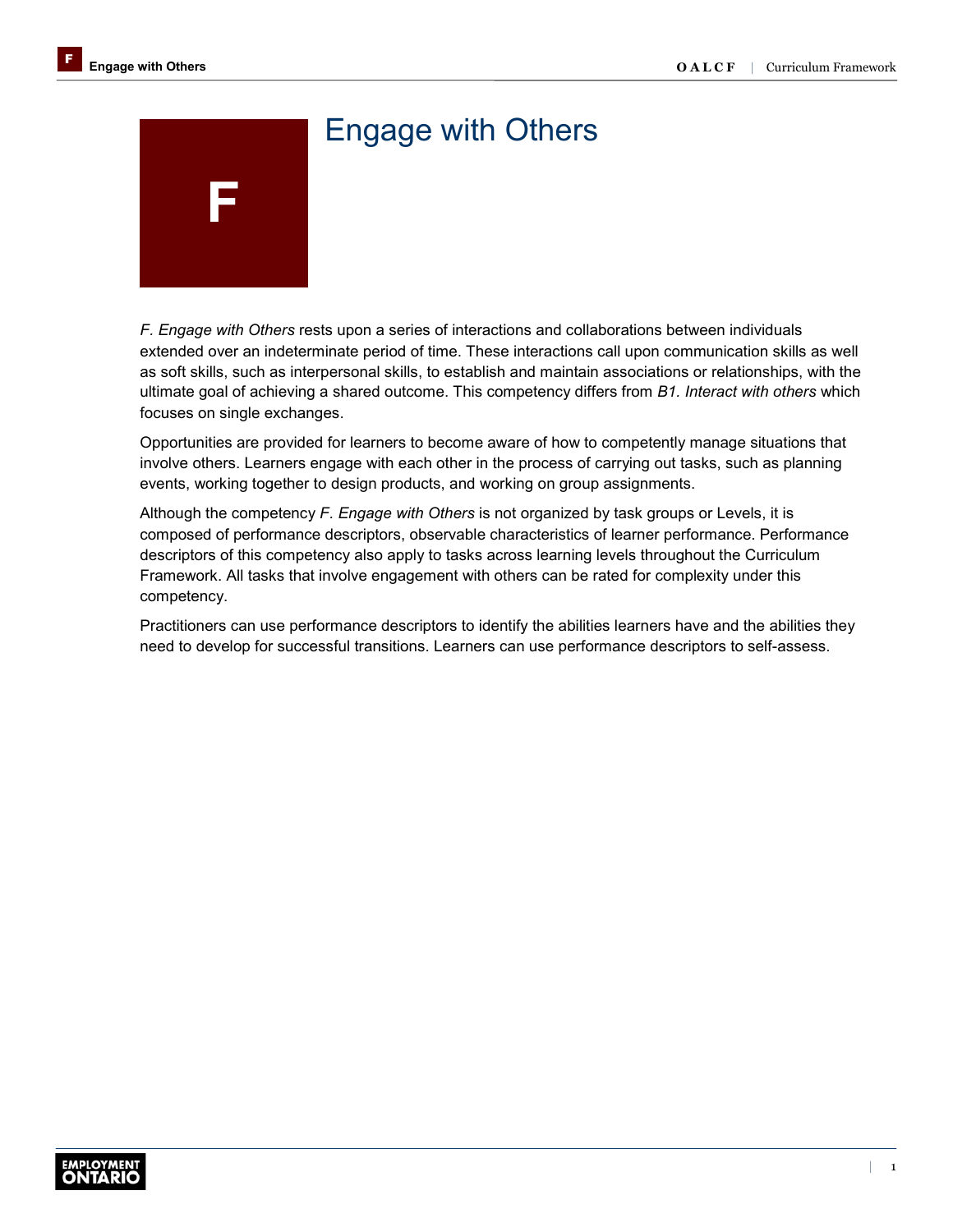# F

# Engage with Others

*F. Engage with Others* rests upon a series of interactions and collaborations between individuals extended over an indeterminate period of time. These interactions call upon communication skills as well as soft skills, such as interpersonal skills, to establish and maintain associations or relationships, with the ultimate goal of achieving a shared outcome. This competency differs from *B1. Interact with others* which focuses on single exchanges.

Opportunities are provided for learners to become aware of how to competently manage situations that involve others. Learners engage with each other in the process of carrying out tasks, such as planning events, working together to design products, and working on group assignments.

Although the competency *F. Engage with Others* is not organized by task groups or Levels, it is composed of performance descriptors, observable characteristics of learner performance. Performance descriptors of this competency also apply to tasks across learning levels throughout the Curriculum Framework. All tasks that involve engagement with others can be rated for complexity under this competency.

Practitioners can use performance descriptors to identify the abilities learners have and the abilities they need to develop for successful transitions. Learners can use performance descriptors to self-assess.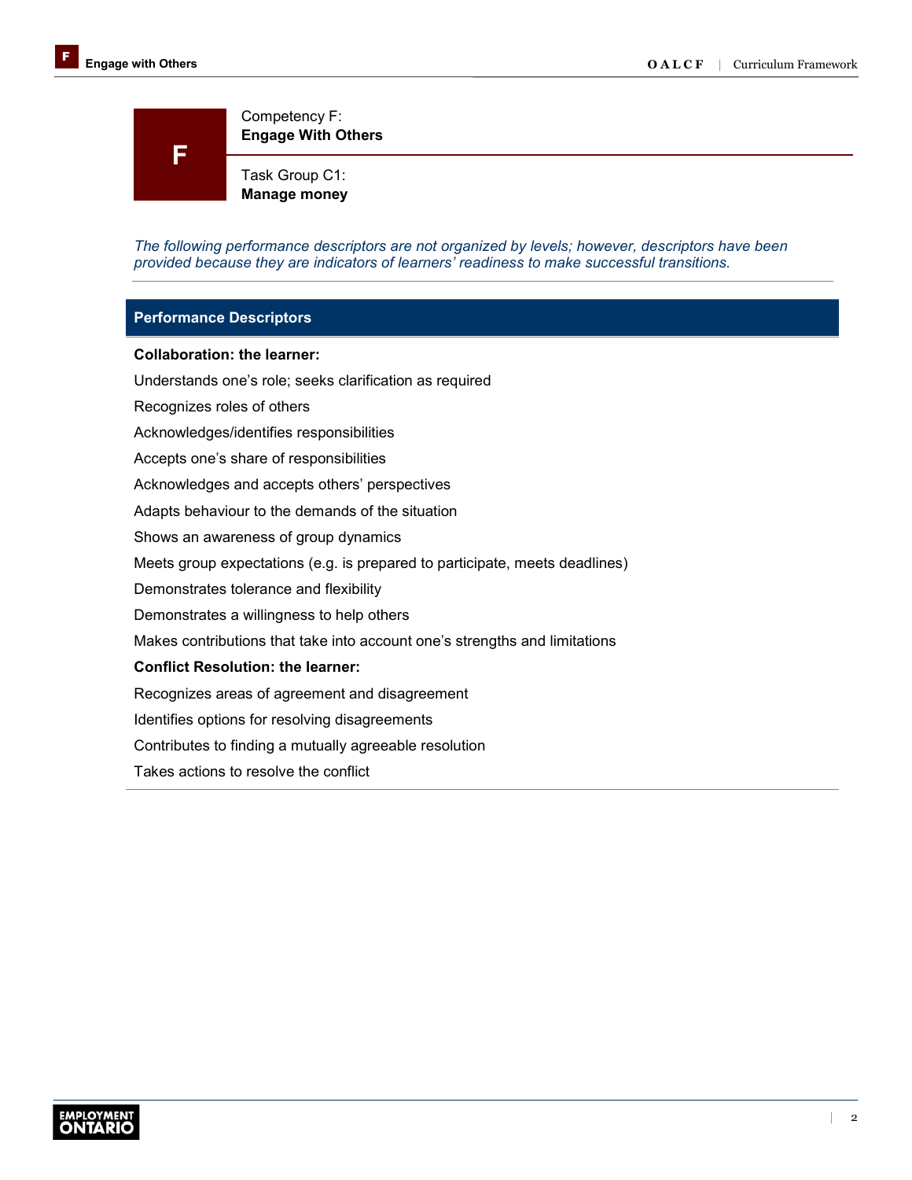# F

Competency F:
**Engage With Others**

Task Group C1:
**Manage money**

*The following performance descriptors are not organized by levels; however, descriptors have been provided because they are indicators of learners' readiness to make successful transitions.*

## Performance Descriptors

**Collaboration: the learner:**

Understands one's role; seeks clarification as required

Recognizes roles of others

Acknowledges/identifies responsibilities

Accepts one's share of responsibilities

Acknowledges and accepts others' perspectives

Adapts behaviour to the demands of the situation

Shows an awareness of group dynamics

Meets group expectations (e.g. is prepared to participate, meets deadlines)

Demonstrates tolerance and flexibility

Demonstrates a willingness to help others

Makes contributions that take into account one's strengths and limitations

**Conflict Resolution: the learner:**

Recognizes areas of agreement and disagreement

Identifies options for resolving disagreements

Contributes to finding a mutually agreeable resolution

Takes actions to resolve the conflict